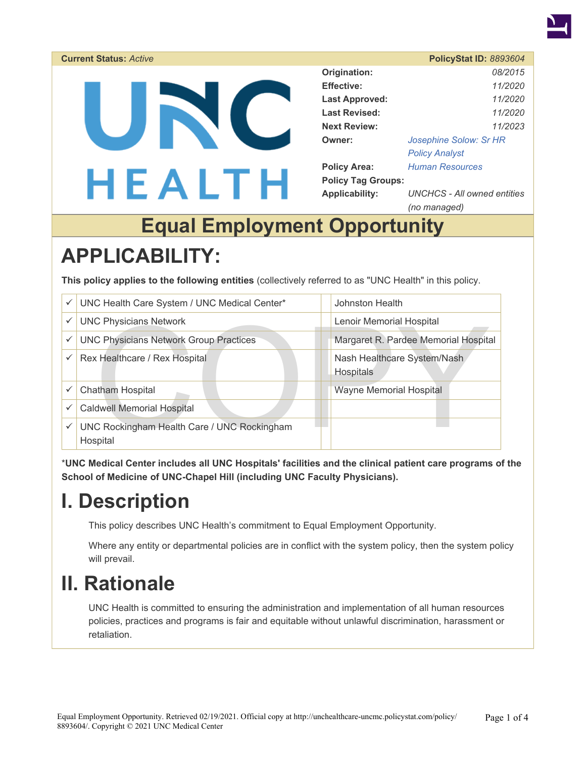**Current Status:** *Active* **PolicyStat ID:** *8893604*

| | |
|---|---|
| **Origination:** | *08/2015* |
| **Effective:** | *11/2020* |
| **Last Approved:** | *11/2020* |
| **Last Revised:** | *11/2020* |
| **Next Review:** | *11/2023* |
| **Owner:** | *Josephine Solow: Sr HR Policy Analyst* |
| **Policy Area:** | *Human Resources* |
| **Policy Tag Groups:** | |
| **Applicability:** | *UNCHCS - All owned entities (no managed)* |

# Equal Employment Opportunity

# APPLICABILITY:

**This policy applies to the following entities** (collectively referred to as "UNC Health" in this policy.

| | | | |
|---|---|---|---|
| ✓ | UNC Health Care System / UNC Medical Center* | | Johnston Health |
| ✓ | UNC Physicians Network | | Lenoir Memorial Hospital |
| ✓ | UNC Physicians Network Group Practices | | Margaret R. Pardee Memorial Hospital |
| ✓ | Rex Healthcare / Rex Hospital | | Nash Healthcare System/Nash Hospitals |
| ✓ | Chatham Hospital | | Wayne Memorial Hospital |
| ✓ | Caldwell Memorial Hospital | | |
| ✓ | UNC Rockingham Health Care / UNC Rockingham Hospital | | |

***UNC Medical Center includes all UNC Hospitals' facilities and the clinical patient care programs of the School of Medicine of UNC-Chapel Hill (including UNC Faculty Physicians).**

# I. Description

This policy describes UNC Health's commitment to Equal Employment Opportunity.

Where any entity or departmental policies are in conflict with the system policy, then the system policy will prevail.

# II. Rationale

UNC Health is committed to ensuring the administration and implementation of all human resources policies, practices and programs is fair and equitable without unlawful discrimination, harassment or retaliation.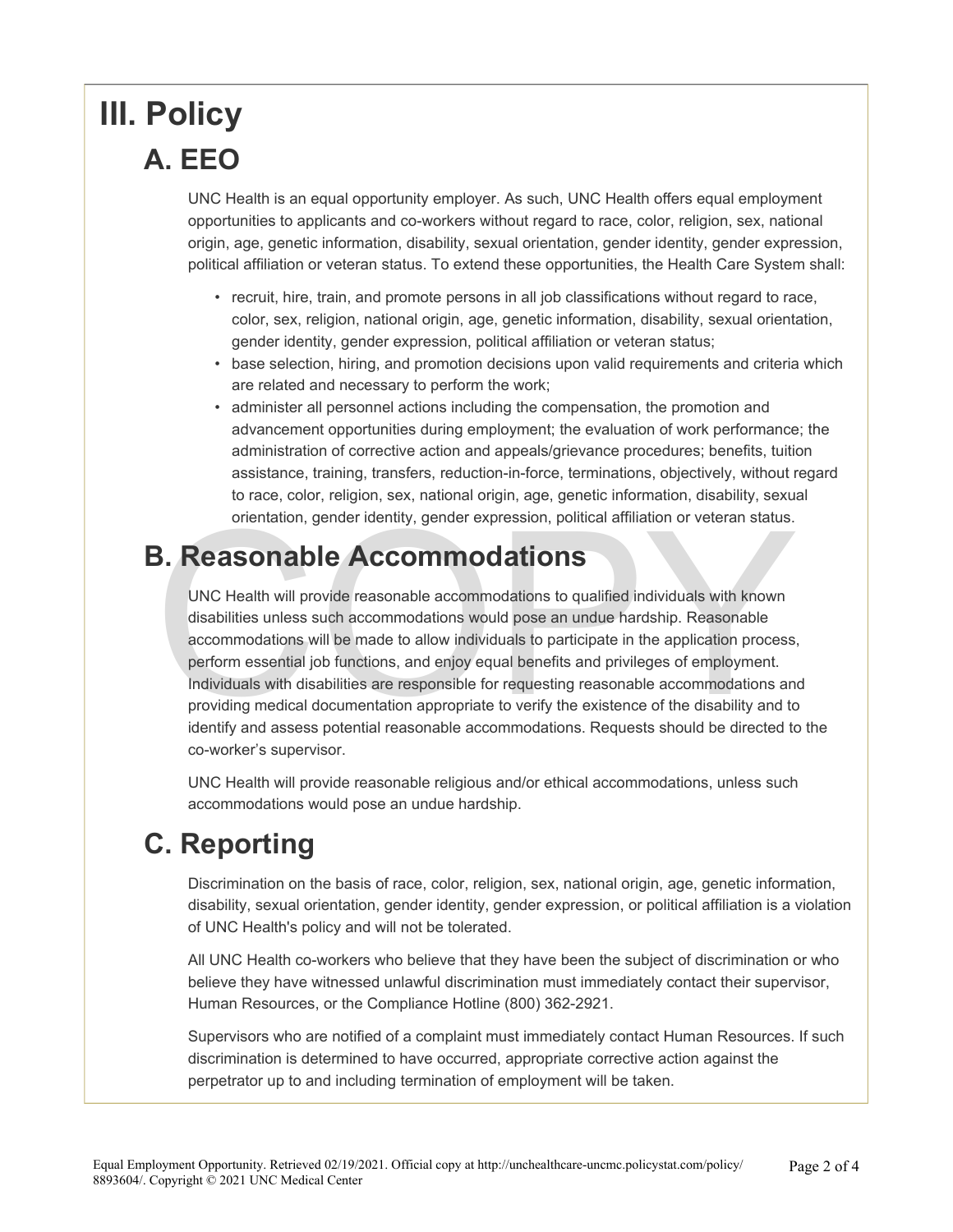# III. Policy

## A. EEO

UNC Health is an equal opportunity employer. As such, UNC Health offers equal employment opportunities to applicants and co-workers without regard to race, color, religion, sex, national origin, age, genetic information, disability, sexual orientation, gender identity, gender expression, political affiliation or veteran status. To extend these opportunities, the Health Care System shall:

- recruit, hire, train, and promote persons in all job classifications without regard to race, color, sex, religion, national origin, age, genetic information, disability, sexual orientation, gender identity, gender expression, political affiliation or veteran status;
- base selection, hiring, and promotion decisions upon valid requirements and criteria which are related and necessary to perform the work;
- administer all personnel actions including the compensation, the promotion and advancement opportunities during employment; the evaluation of work performance; the administration of corrective action and appeals/grievance procedures; benefits, tuition assistance, training, transfers, reduction-in-force, terminations, objectively, without regard to race, color, religion, sex, national origin, age, genetic information, disability, sexual orientation, gender identity, gender expression, political affiliation or veteran status.

## B. Reasonable Accommodations

UNC Health will provide reasonable accommodations to qualified individuals with known disabilities unless such accommodations would pose an undue hardship. Reasonable accommodations will be made to allow individuals to participate in the application process, perform essential job functions, and enjoy equal benefits and privileges of employment. Individuals with disabilities are responsible for requesting reasonable accommodations and providing medical documentation appropriate to verify the existence of the disability and to identify and assess potential reasonable accommodations. Requests should be directed to the co-worker's supervisor.

UNC Health will provide reasonable religious and/or ethical accommodations, unless such accommodations would pose an undue hardship.

## C. Reporting

Discrimination on the basis of race, color, religion, sex, national origin, age, genetic information, disability, sexual orientation, gender identity, gender expression, or political affiliation is a violation of UNC Health's policy and will not be tolerated.

All UNC Health co-workers who believe that they have been the subject of discrimination or who believe they have witnessed unlawful discrimination must immediately contact their supervisor, Human Resources, or the Compliance Hotline (800) 362-2921.

Supervisors who are notified of a complaint must immediately contact Human Resources. If such discrimination is determined to have occurred, appropriate corrective action against the perpetrator up to and including termination of employment will be taken.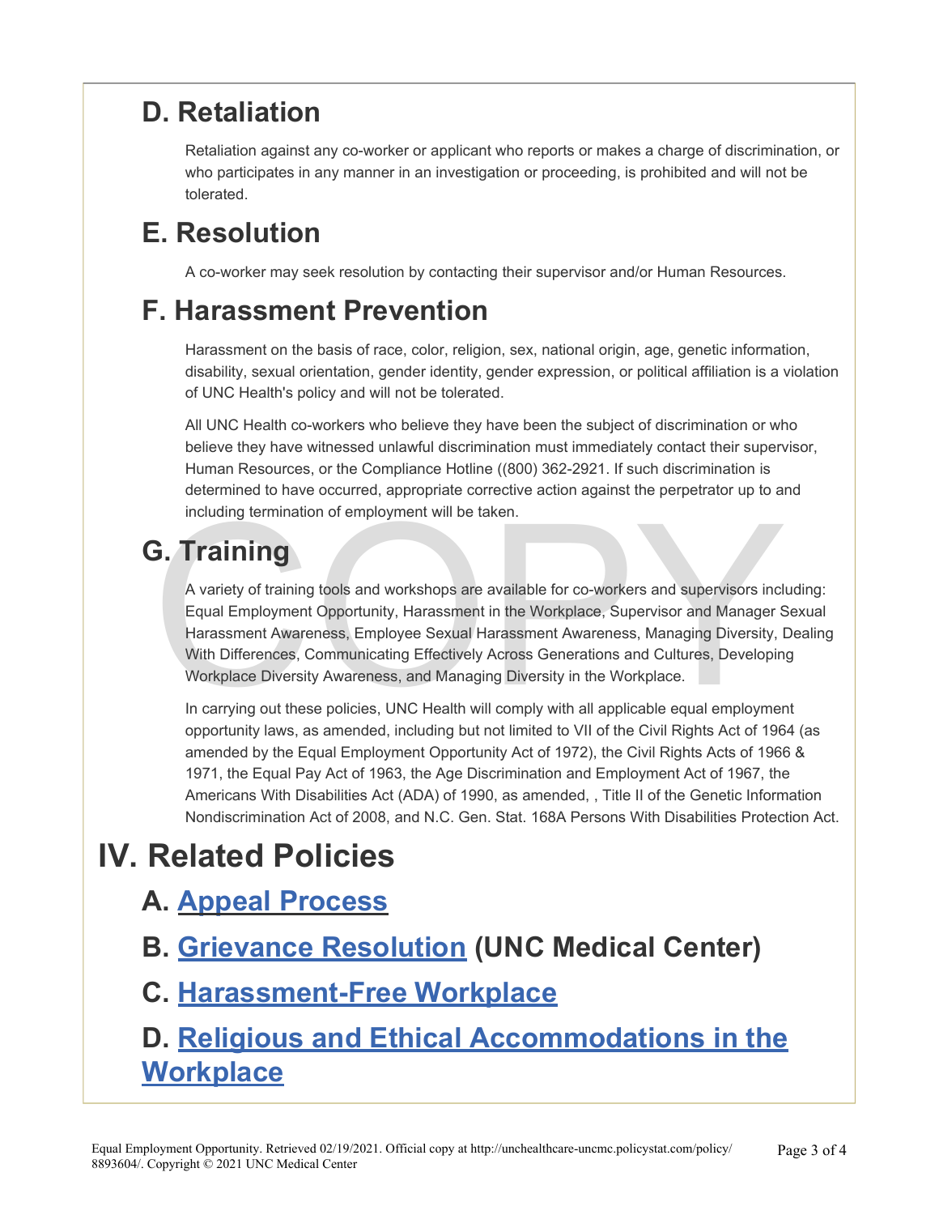## D. Retaliation

Retaliation against any co-worker or applicant who reports or makes a charge of discrimination, or who participates in any manner in an investigation or proceeding, is prohibited and will not be tolerated.

## E. Resolution

A co-worker may seek resolution by contacting their supervisor and/or Human Resources.

## F. Harassment Prevention

Harassment on the basis of race, color, religion, sex, national origin, age, genetic information, disability, sexual orientation, gender identity, gender expression, or political affiliation is a violation of UNC Health's policy and will not be tolerated.

All UNC Health co-workers who believe they have been the subject of discrimination or who believe they have witnessed unlawful discrimination must immediately contact their supervisor, Human Resources, or the Compliance Hotline ((800) 362-2921. If such discrimination is determined to have occurred, appropriate corrective action against the perpetrator up to and including termination of employment will be taken.

## G. Training

A variety of training tools and workshops are available for co-workers and supervisors including: Equal Employment Opportunity, Harassment in the Workplace, Supervisor and Manager Sexual Harassment Awareness, Employee Sexual Harassment Awareness, Managing Diversity, Dealing With Differences, Communicating Effectively Across Generations and Cultures, Developing Workplace Diversity Awareness, and Managing Diversity in the Workplace.

In carrying out these policies, UNC Health will comply with all applicable equal employment opportunity laws, as amended, including but not limited to VII of the Civil Rights Act of 1964 (as amended by the Equal Employment Opportunity Act of 1972), the Civil Rights Acts of 1966 & 1971, the Equal Pay Act of 1963, the Age Discrimination and Employment Act of 1967, the Americans With Disabilities Act (ADA) of 1990, as amended, , Title II of the Genetic Information Nondiscrimination Act of 2008, and N.C. Gen. Stat. 168A Persons With Disabilities Protection Act.

# IV. Related Policies

## A. Appeal Process

## B. Grievance Resolution (UNC Medical Center)

## C. Harassment-Free Workplace

## D. Religious and Ethical Accommodations in the Workplace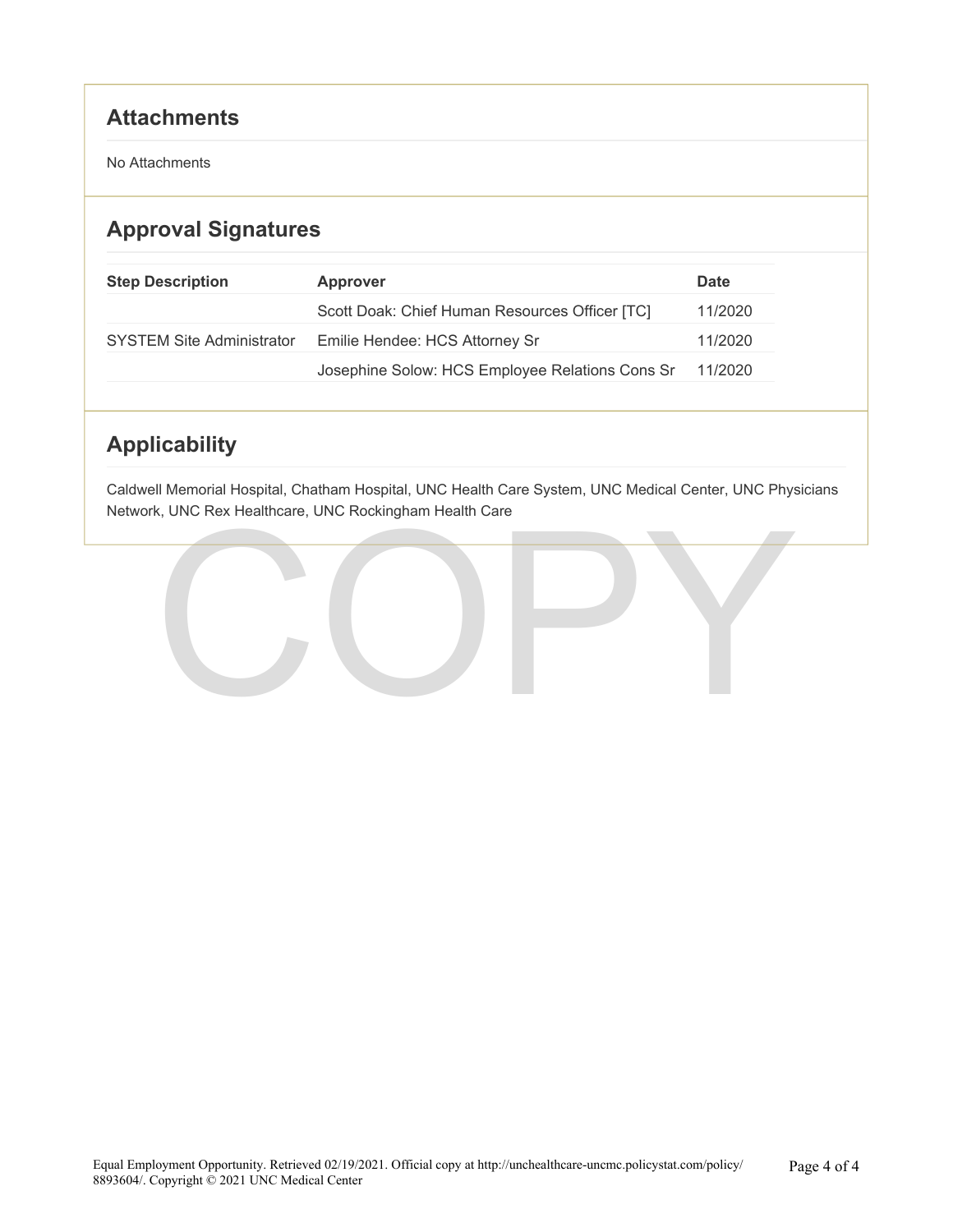## Attachments

No Attachments

## Approval Signatures

| Step Description | Approver | Date |
| --- | --- | --- |
| | Scott Doak: Chief Human Resources Officer [TC] | 11/2020 |
| SYSTEM Site Administrator | Emilie Hendee: HCS Attorney Sr | 11/2020 |
| | Josephine Solow: HCS Employee Relations Cons Sr | 11/2020 |

## Applicability

Caldwell Memorial Hospital, Chatham Hospital, UNC Health Care System, UNC Medical Center, UNC Physicians Network, UNC Rex Healthcare, UNC Rockingham Health Care